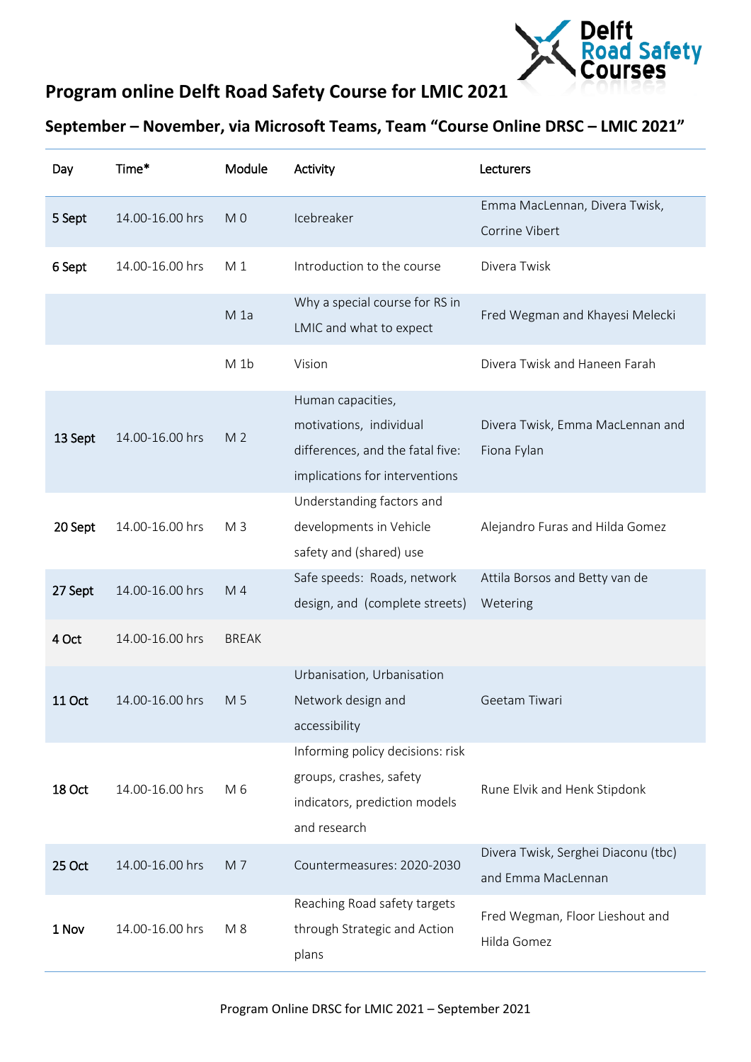# Program online Delft Road Safety Course for LMIC 2021

## September – November, via Microsoft Teams, Team "Course Online DRSC – LMIC 2021"

| Day | Time* | Module | Activity | Lecturers |
|---|---|---|---|---|
| 5 Sept | 14.00-16.00 hrs | M 0 | Icebreaker | Emma MacLennan, Divera Twisk, Corrine Vibert |
| 6 Sept | 14.00-16.00 hrs | M 1 | Introduction to the course | Divera Twisk |
| | | M 1a | Why a special course for RS in LMIC and what to expect | Fred Wegman and Khayesi Melecki |
| | | M 1b | Vision | Divera Twisk and Haneen Farah |
| 13 Sept | 14.00-16.00 hrs | M 2 | Human capacities, motivations, individual differences, and the fatal five: implications for interventions | Divera Twisk, Emma MacLennan and Fiona Fylan |
| 20 Sept | 14.00-16.00 hrs | M 3 | Understanding factors and developments in Vehicle safety and (shared) use | Alejandro Furas and Hilda Gomez |
| 27 Sept | 14.00-16.00 hrs | M 4 | Safe speeds: Roads, network design, and (complete streets) | Attila Borsos and Betty van de Wetering |
| 4 Oct | 14.00-16.00 hrs | BREAK | | |
| 11 Oct | 14.00-16.00 hrs | M 5 | Urbanisation, Urbanisation Network design and accessibility | Geetam Tiwari |
| 18 Oct | 14.00-16.00 hrs | M 6 | Informing policy decisions: risk groups, crashes, safety indicators, prediction models and research | Rune Elvik and Henk Stipdonk |
| 25 Oct | 14.00-16.00 hrs | M 7 | Countermeasures: 2020-2030 | Divera Twisk, Serghei Diaconu (tbc) and Emma MacLennan |
| 1 Nov | 14.00-16.00 hrs | M 8 | Reaching Road safety targets through Strategic and Action plans | Fred Wegman, Floor Lieshout and Hilda Gomez |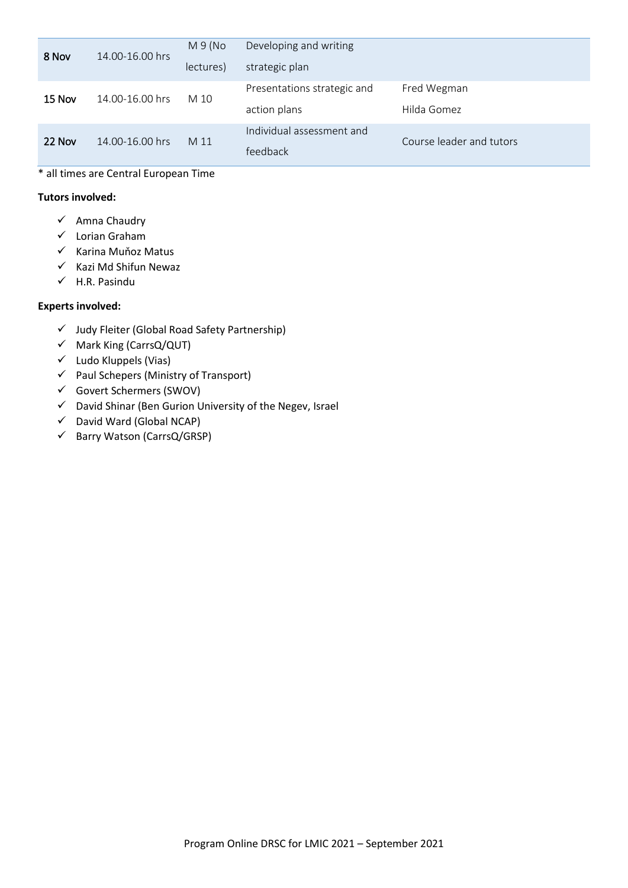| | | | | |
|---|---|---|---|---|
| 8 Nov | 14.00-16.00 hrs | M 9 (No lectures) | Developing and writing strategic plan | |
| 15 Nov | 14.00-16.00 hrs | M 10 | Presentations strategic and action plans | Fred Wegman Hilda Gomez |
| 22 Nov | 14.00-16.00 hrs | M 11 | Individual assessment and feedback | Course leader and tutors |

* all times are Central European Time

**Tutors involved:**

- ✓ Amna Chaudry
- ✓ Lorian Graham
- ✓ Karina Muňoz Matus
- ✓ Kazi Md Shifun Newaz
- ✓ H.R. Pasindu

**Experts involved:**

- ✓ Judy Fleiter (Global Road Safety Partnership)
- ✓ Mark King (CarrsQ/QUT)
- ✓ Ludo Kluppels (Vias)
- ✓ Paul Schepers (Ministry of Transport)
- ✓ Govert Schermers (SWOV)
- ✓ David Shinar (Ben Gurion University of the Negev, Israel
- ✓ David Ward (Global NCAP)
- ✓ Barry Watson (CarrsQ/GRSP)